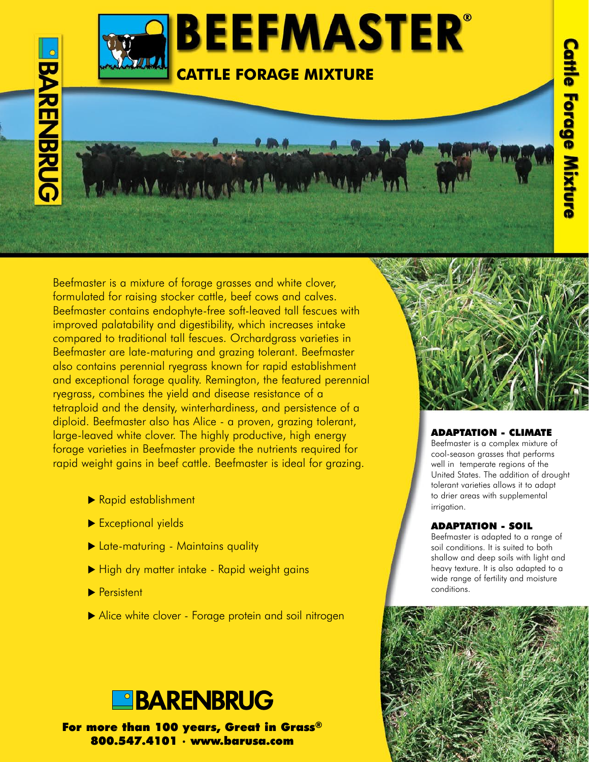# BEEFMASTER®

## CATTLE FORAGE MIXTURE

Beefmaster is a mixture of forage grasses and white clover, formulated for raising stocker cattle, beef cows and calves. Beefmaster contains endophyte-free soft-leaved tall fescues with improved palatability and digestibility, which increases intake compared to traditional tall fescues. Orchardgrass varieties in Beefmaster are late-maturing and grazing tolerant. Beefmaster also contains perennial ryegrass known for rapid establishment and exceptional forage quality. Remington, the featured perennial ryegrass, combines the yield and disease resistance of a tetraploid and the density, winterhardiness, and persistence of a diploid. Beefmaster also has Alice - a proven, grazing tolerant, large-leaved white clover. The highly productive, high energy forage varieties in Beefmaster provide the nutrients required for rapid weight gains in beef cattle. Beefmaster is ideal for grazing.

- Rapid establishment
- Exceptional yields
- Late-maturing - Maintains quality
- High dry matter intake - Rapid weight gains
- Persistent
- Alice white clover - Forage protein and soil nitrogen

### ADAPTATION - CLIMATE

Beefmaster is a complex mixture of cool-season grasses that performs well in temperate regions of the United States. The addition of drought tolerant varieties allows it to adapt to drier areas with supplemental irrigation.

### ADAPTATION - SOIL

Beefmaster is adapted to a range of soil conditions. It is suited to both shallow and deep soils with light and heavy texture. It is also adapted to a wide range of fertility and moisture conditions.

**BARENBRUG**

**For more than 100 years, Great in Grass®**
**800.547.4101 · www.barusa.com**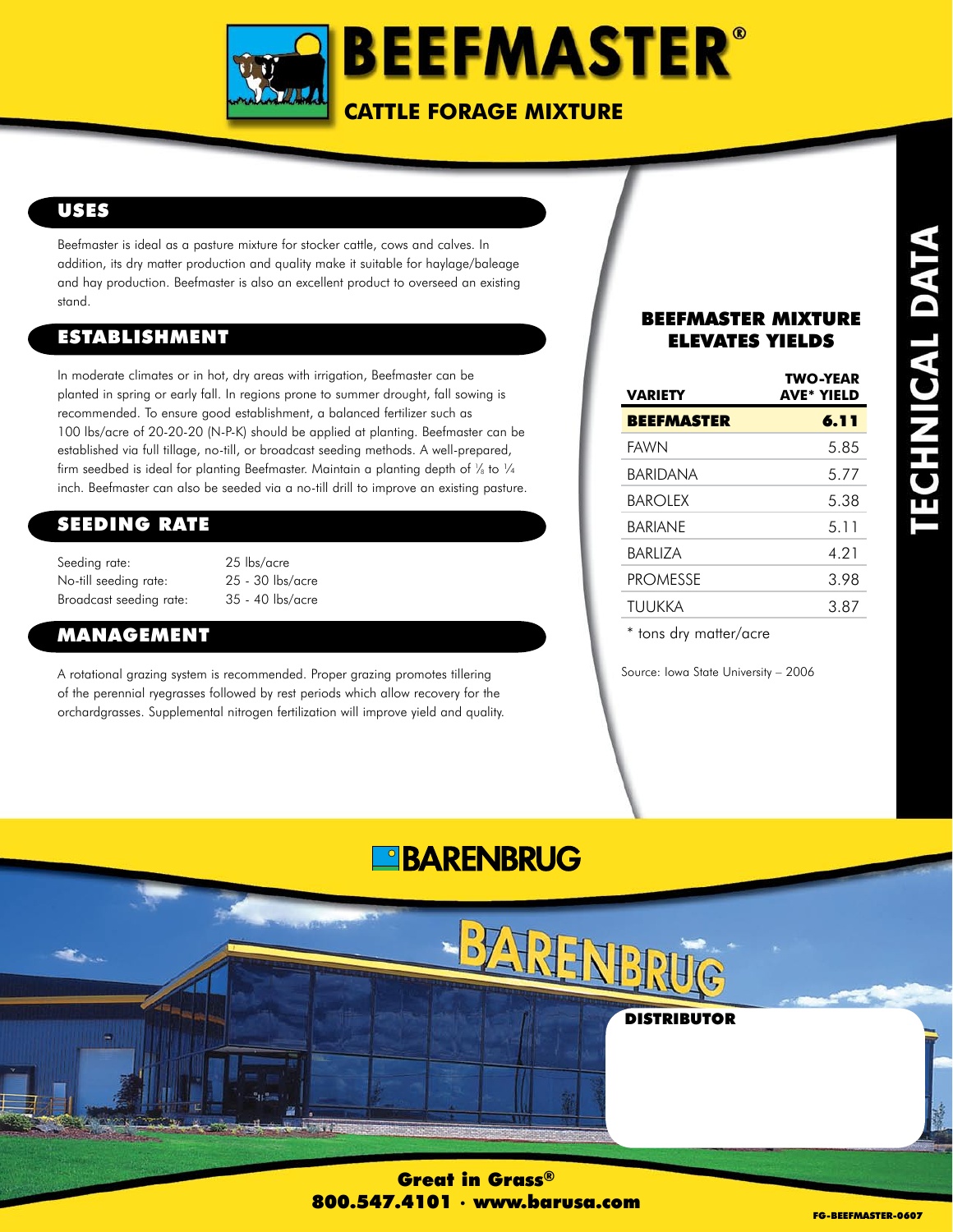# BEEFMASTER®

## CATTLE FORAGE MIXTURE

## USES

Beefmaster is ideal as a pasture mixture for stocker cattle, cows and calves. In addition, its dry matter production and quality make it suitable for haylage/baleage and hay production. Beefmaster is also an excellent product to overseed an existing stand.

## ESTABLISHMENT

In moderate climates or in hot, dry areas with irrigation, Beefmaster can be planted in spring or early fall. In regions prone to summer drought, fall sowing is recommended. To ensure good establishment, a balanced fertilizer such as 100 lbs/acre of 20-20-20 (N-P-K) should be applied at planting. Beefmaster can be established via full tillage, no-till, or broadcast seeding methods. A well-prepared, firm seedbed is ideal for planting Beefmaster. Maintain a planting depth of ⅛ to ¼ inch. Beefmaster can also be seeded via a no-till drill to improve an existing pasture.

## SEEDING RATE

| | |
|---|---|
| Seeding rate: | 25 lbs/acre |
| No-till seeding rate: | 25 - 30 lbs/acre |
| Broadcast seeding rate: | 35 - 40 lbs/acre |

## MANAGEMENT

A rotational grazing system is recommended. Proper grazing promotes tillering of the perennial ryegrasses followed by rest periods which allow recovery for the orchardgrasses. Supplemental nitrogen fertilization will improve yield and quality.

## TECHNICAL DATA

### BEEFMASTER MIXTURE ELEVATES YIELDS

| VARIETY | TWO-YEAR AVE* YIELD |
|---|---|
| **BEEFMASTER** | **6.11** |
| FAWN | 5.85 |
| BARIDANA | 5.77 |
| BAROLEX | 5.38 |
| BARIANE | 5.11 |
| BARLIZA | 4.21 |
| PROMESSE | 3.98 |
| TUUKKA | 3.87 |

* tons dry matter/acre

Source: Iowa State University – 2006

BARENBRUG

DISTRIBUTOR

**Great in Grass®**
**800.547.4101 · www.barusa.com**

FG-BEEFMASTER-0607